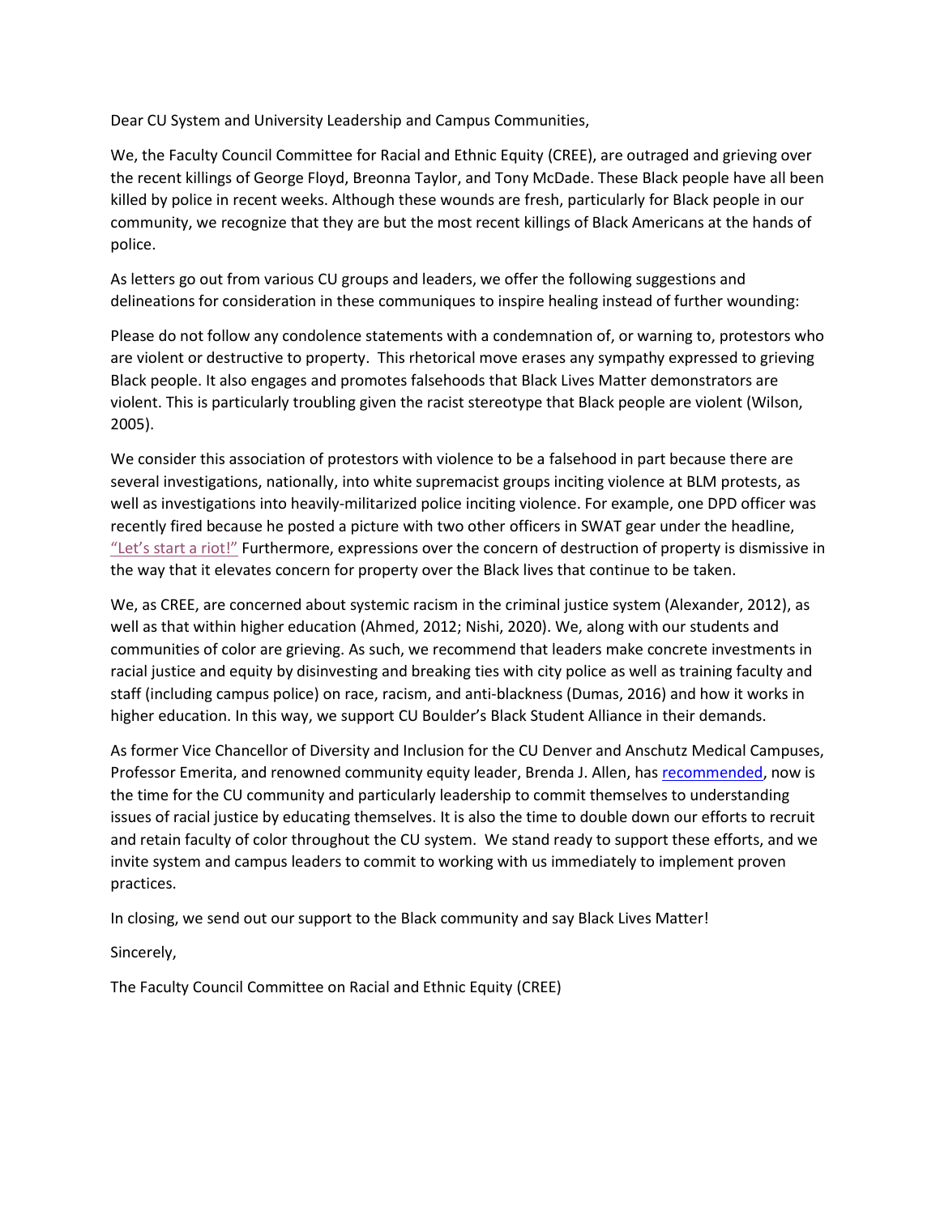Dear CU System and University Leadership and Campus Communities,

We, the Faculty Council Committee for Racial and Ethnic Equity (CREE), are outraged and grieving over the recent killings of George Floyd, Breonna Taylor, and Tony McDade. These Black people have all been killed by police in recent weeks. Although these wounds are fresh, particularly for Black people in our community, we recognize that they are but the most recent killings of Black Americans at the hands of police.

As letters go out from various CU groups and leaders, we offer the following suggestions and delineations for consideration in these communiques to inspire healing instead of further wounding:

Please do not follow any condolence statements with a condemnation of, or warning to, protestors who are violent or destructive to property. This rhetorical move erases any sympathy expressed to grieving Black people. It also engages and promotes falsehoods that Black Lives Matter demonstrators are violent. This is particularly troubling given the racist stereotype that Black people are violent (Wilson, 2005).

We consider this association of protestors with violence to be a falsehood in part because there are several investigations, nationally, into white supremacist groups inciting violence at BLM protests, as well as investigations into heavily-militarized police inciting violence. For example, one DPD officer was recently fired because he posted a picture with two other officers in SWAT gear under the headline, "Let's start a riot!" Furthermore, expressions over the concern of destruction of property is dismissive in the way that it elevates concern for property over the Black lives that continue to be taken.

We, as CREE, are concerned about systemic racism in the criminal justice system (Alexander, 2012), as well as that within higher education (Ahmed, 2012; Nishi, 2020). We, along with our students and communities of color are grieving. As such, we recommend that leaders make concrete investments in racial justice and equity by disinvesting and breaking ties with city police as well as training faculty and staff (including campus police) on race, racism, and anti-blackness (Dumas, 2016) and how it works in higher education. In this way, we support CU Boulder's Black Student Alliance in their demands.

As former Vice Chancellor of Diversity and Inclusion for the CU Denver and Anschutz Medical Campuses, Professor Emerita, and renowned community equity leader, Brenda J. Allen, has recommended, now is the time for the CU community and particularly leadership to commit themselves to understanding issues of racial justice by educating themselves. It is also the time to double down our efforts to recruit and retain faculty of color throughout the CU system. We stand ready to support these efforts, and we invite system and campus leaders to commit to working with us immediately to implement proven practices.

In closing, we send out our support to the Black community and say Black Lives Matter!

Sincerely,

The Faculty Council Committee on Racial and Ethnic Equity (CREE)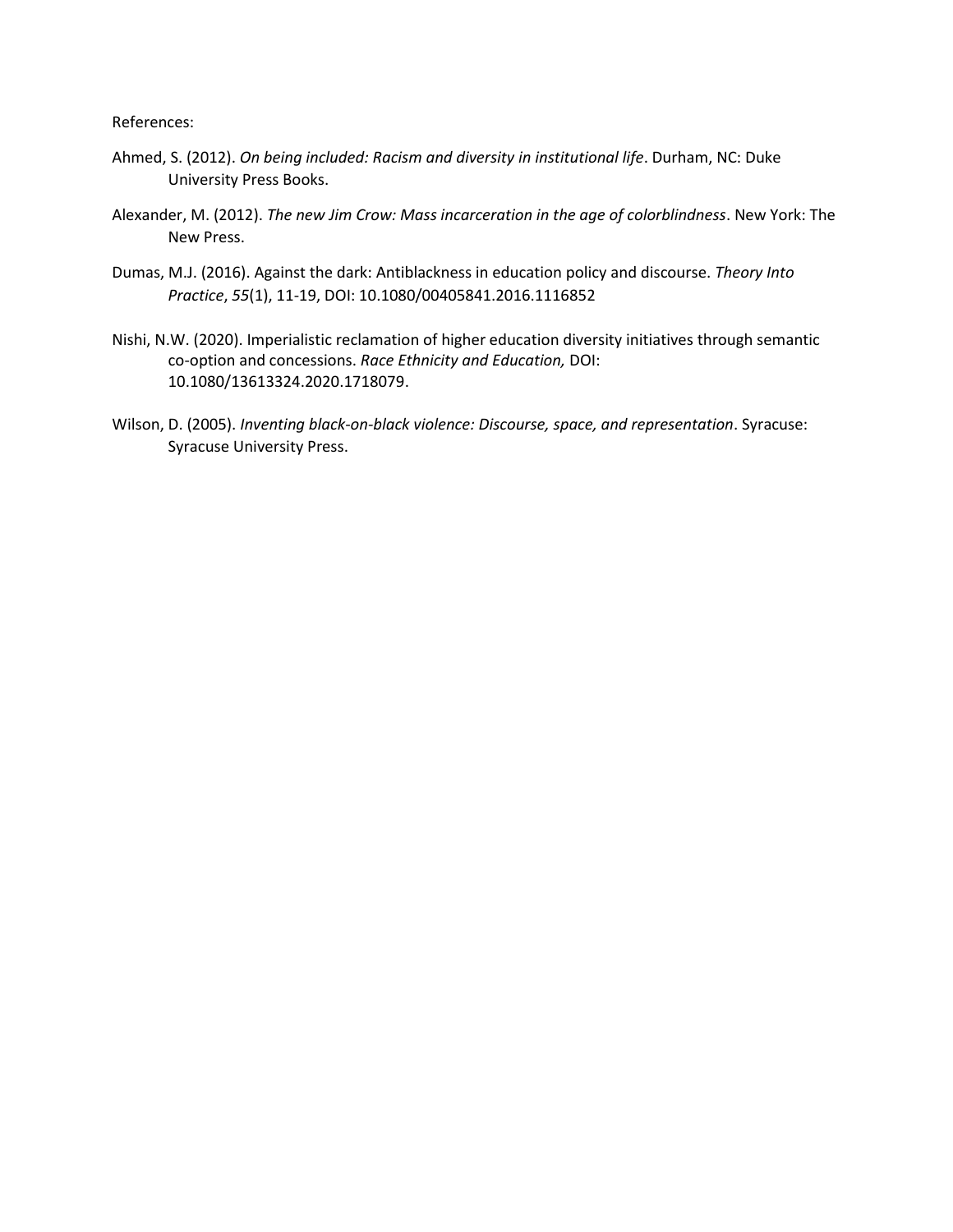References:

Ahmed, S. (2012). *On being included: Racism and diversity in institutional life*. Durham, NC: Duke University Press Books.

Alexander, M. (2012). *The new Jim Crow: Mass incarceration in the age of colorblindness*. New York: The New Press.

Dumas, M.J. (2016). Against the dark: Antiblackness in education policy and discourse. *Theory Into Practice*, *55*(1), 11-19, DOI: 10.1080/00405841.2016.1116852

Nishi, N.W. (2020). Imperialistic reclamation of higher education diversity initiatives through semantic co-option and concessions. *Race Ethnicity and Education,* DOI: 10.1080/13613324.2020.1718079.

Wilson, D. (2005). *Inventing black-on-black violence: Discourse, space, and representation*. Syracuse: Syracuse University Press.